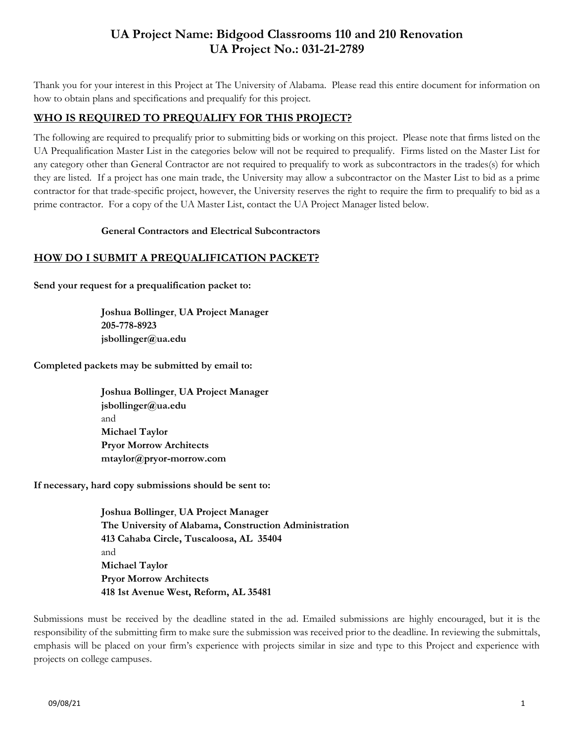# UA Project Name: Bidgood Classrooms 110 and 210 Renovation
# UA Project No.: 031-21-2789

Thank you for your interest in this Project at The University of Alabama. Please read this entire document for information on how to obtain plans and specifications and prequalify for this project.

## WHO IS REQUIRED TO PREQUALIFY FOR THIS PROJECT?

The following are required to prequalify prior to submitting bids or working on this project. Please note that firms listed on the UA Prequalification Master List in the categories below will not be required to prequalify. Firms listed on the Master List for any category other than General Contractor are not required to prequalify to work as subcontractors in the trades(s) for which they are listed. If a project has one main trade, the University may allow a subcontractor on the Master List to bid as a prime contractor for that trade-specific project, however, the University reserves the right to require the firm to prequalify to bid as a prime contractor. For a copy of the UA Master List, contact the UA Project Manager listed below.

**General Contractors and Electrical Subcontractors**

## HOW DO I SUBMIT A PREQUALIFICATION PACKET?

**Send your request for a prequalification packet to:**

**Joshua Bollinger**, **UA Project Manager**
**205-778-8923**
**jsbollinger@ua.edu**

**Completed packets may be submitted by email to:**

**Joshua Bollinger**, **UA Project Manager**
**jsbollinger@ua.edu**
and
**Michael Taylor**
**Pryor Morrow Architects**
**mtaylor@pryor-morrow.com**

**If necessary, hard copy submissions should be sent to:**

**Joshua Bollinger**, **UA Project Manager**
**The University of Alabama, Construction Administration**
**413 Cahaba Circle, Tuscaloosa, AL 35404**
and
**Michael Taylor**
**Pryor Morrow Architects**
**418 1st Avenue West, Reform, AL 35481**

Submissions must be received by the deadline stated in the ad. Emailed submissions are highly encouraged, but it is the responsibility of the submitting firm to make sure the submission was received prior to the deadline. In reviewing the submittals, emphasis will be placed on your firm's experience with projects similar in size and type to this Project and experience with projects on college campuses.

09/08/21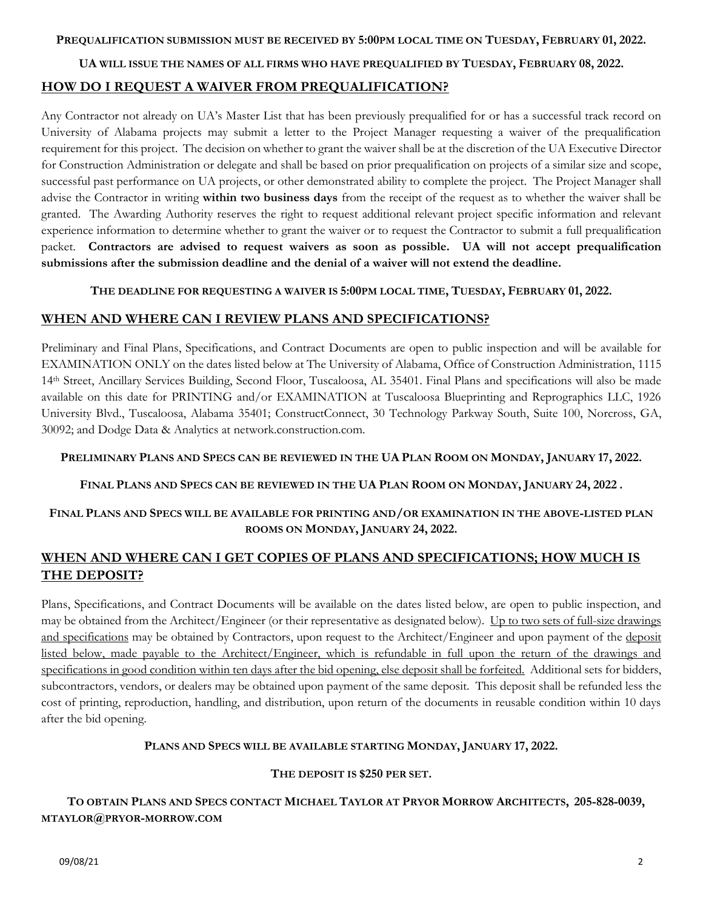**PREQUALIFICATION SUBMISSION MUST BE RECEIVED BY 5:00PM LOCAL TIME ON TUESDAY, FEBRUARY 01, 2022.**

**UA WILL ISSUE THE NAMES OF ALL FIRMS WHO HAVE PREQUALIFIED BY TUESDAY, FEBRUARY 08, 2022.**

## HOW DO I REQUEST A WAIVER FROM PREQUALIFICATION?

Any Contractor not already on UA's Master List that has been previously prequalified for or has a successful track record on University of Alabama projects may submit a letter to the Project Manager requesting a waiver of the prequalification requirement for this project. The decision on whether to grant the waiver shall be at the discretion of the UA Executive Director for Construction Administration or delegate and shall be based on prior prequalification on projects of a similar size and scope, successful past performance on UA projects, or other demonstrated ability to complete the project. The Project Manager shall advise the Contractor in writing **within two business days** from the receipt of the request as to whether the waiver shall be granted. The Awarding Authority reserves the right to request additional relevant project specific information and relevant experience information to determine whether to grant the waiver or to request the Contractor to submit a full prequalification packet. **Contractors are advised to request waivers as soon as possible. UA will not accept prequalification submissions after the submission deadline and the denial of a waiver will not extend the deadline.**

**THE DEADLINE FOR REQUESTING A WAIVER IS 5:00PM LOCAL TIME, TUESDAY, FEBRUARY 01, 2022.**

## WHEN AND WHERE CAN I REVIEW PLANS AND SPECIFICATIONS?

Preliminary and Final Plans, Specifications, and Contract Documents are open to public inspection and will be available for EXAMINATION ONLY on the dates listed below at The University of Alabama, Office of Construction Administration, 1115 14th Street, Ancillary Services Building, Second Floor, Tuscaloosa, AL 35401. Final Plans and specifications will also be made available on this date for PRINTING and/or EXAMINATION at Tuscaloosa Blueprinting and Reprographics LLC, 1926 University Blvd., Tuscaloosa, Alabama 35401; ConstructConnect, 30 Technology Parkway South, Suite 100, Norcross, GA, 30092; and Dodge Data & Analytics at network.construction.com.

**PRELIMINARY PLANS AND SPECS CAN BE REVIEWED IN THE UA PLAN ROOM ON MONDAY, JANUARY 17, 2022.**

**FINAL PLANS AND SPECS CAN BE REVIEWED IN THE UA PLAN ROOM ON MONDAY, JANUARY 24, 2022 .**

**FINAL PLANS AND SPECS WILL BE AVAILABLE FOR PRINTING AND/OR EXAMINATION IN THE ABOVE-LISTED PLAN ROOMS ON MONDAY, JANUARY 24, 2022.**

## WHEN AND WHERE CAN I GET COPIES OF PLANS AND SPECIFICATIONS; HOW MUCH IS THE DEPOSIT?

Plans, Specifications, and Contract Documents will be available on the dates listed below, are open to public inspection, and may be obtained from the Architect/Engineer (or their representative as designated below). Up to two sets of full-size drawings and specifications may be obtained by Contractors, upon request to the Architect/Engineer and upon payment of the deposit listed below, made payable to the Architect/Engineer, which is refundable in full upon the return of the drawings and specifications in good condition within ten days after the bid opening, else deposit shall be forfeited. Additional sets for bidders, subcontractors, vendors, or dealers may be obtained upon payment of the same deposit. This deposit shall be refunded less the cost of printing, reproduction, handling, and distribution, upon return of the documents in reusable condition within 10 days after the bid opening.

**PLANS AND SPECS WILL BE AVAILABLE STARTING MONDAY, JANUARY 17, 2022.**

**THE DEPOSIT IS $250 PER SET.**

**TO OBTAIN PLANS AND SPECS CONTACT MICHAEL TAYLOR AT PRYOR MORROW ARCHITECTS, 205-828-0039, MTAYLOR@PRYOR-MORROW.COM**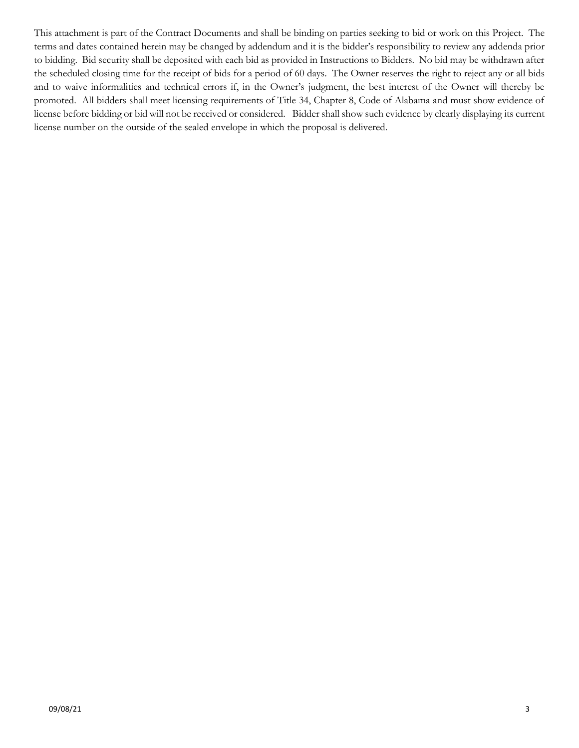This attachment is part of the Contract Documents and shall be binding on parties seeking to bid or work on this Project. The terms and dates contained herein may be changed by addendum and it is the bidder's responsibility to review any addenda prior to bidding. Bid security shall be deposited with each bid as provided in Instructions to Bidders. No bid may be withdrawn after the scheduled closing time for the receipt of bids for a period of 60 days. The Owner reserves the right to reject any or all bids and to waive informalities and technical errors if, in the Owner's judgment, the best interest of the Owner will thereby be promoted. All bidders shall meet licensing requirements of Title 34, Chapter 8, Code of Alabama and must show evidence of license before bidding or bid will not be received or considered. Bidder shall show such evidence by clearly displaying its current license number on the outside of the sealed envelope in which the proposal is delivered.

09/08/21